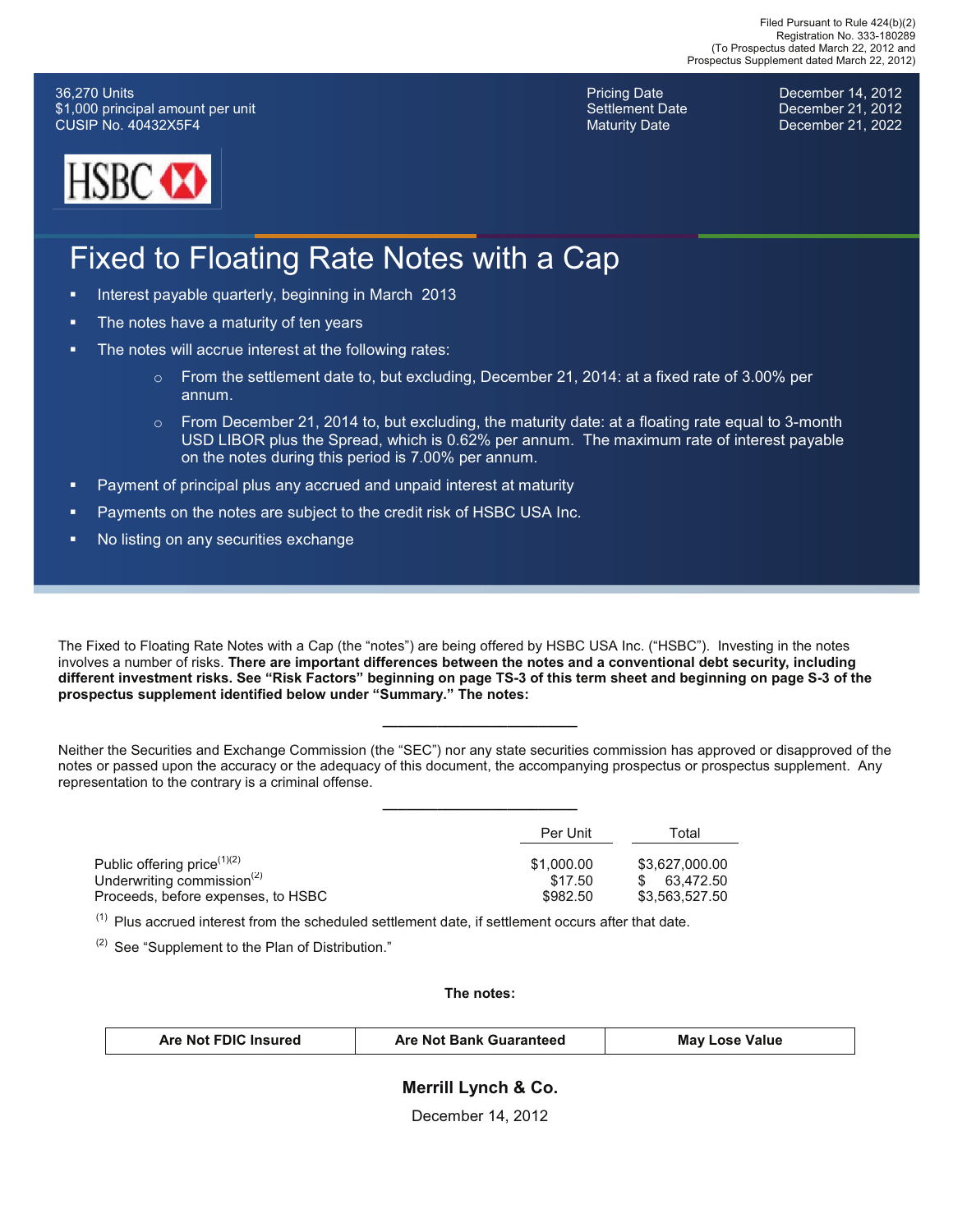Filed Pursuant to Rule 424(b)(2)
Registration No. 333-180289
(To Prospectus dated March 22, 2012 and
Prospectus Supplement dated March 22, 2012)

36,270 Units
$1,000 principal amount per unit
CUSIP No. 40432X5F4

| | |
|---|---|
| Pricing Date | December 14, 2012 |
| Settlement Date | December 21, 2012 |
| Maturity Date | December 21, 2022 |

HSBC

# Fixed to Floating Rate Notes with a Cap

- Interest payable quarterly, beginning in March 2013
- The notes have a maturity of ten years
- The notes will accrue interest at the following rates:
  - From the settlement date to, but excluding, December 21, 2014: at a fixed rate of 3.00% per annum.
  - From December 21, 2014 to, but excluding, the maturity date: at a floating rate equal to 3-month USD LIBOR plus the Spread, which is 0.62% per annum. The maximum rate of interest payable on the notes during this period is 7.00% per annum.
- Payment of principal plus any accrued and unpaid interest at maturity
- Payments on the notes are subject to the credit risk of HSBC USA Inc.
- No listing on any securities exchange

The Fixed to Floating Rate Notes with a Cap (the "notes") are being offered by HSBC USA Inc. ("HSBC"). Investing in the notes involves a number of risks. **There are important differences between the notes and a conventional debt security, including different investment risks. See "Risk Factors" beginning on page TS-3 of this term sheet and beginning on page S-3 of the prospectus supplement identified below under "Summary." The notes:**

---

Neither the Securities and Exchange Commission (the "SEC") nor any state securities commission has approved or disapproved of the notes or passed upon the accuracy or the adequacy of this document, the accompanying prospectus or prospectus supplement. Any representation to the contrary is a criminal offense.

---

| | Per Unit | Total |
|---|---|---|
| Public offering price[1][2] | $1,000.00 | $3,627,000.00 |
| Underwriting commission[2] | $17.50 | $ 63,472.50 |
| Proceeds, before expenses, to HSBC | $982.50 | $3,563,527.50 |

[1] Plus accrued interest from the scheduled settlement date, if settlement occurs after that date.

[2] See "Supplement to the Plan of Distribution."

**The notes:**

| Are Not FDIC Insured | Are Not Bank Guaranteed | May Lose Value |
|---|---|---|

**Merrill Lynch & Co.**

December 14, 2012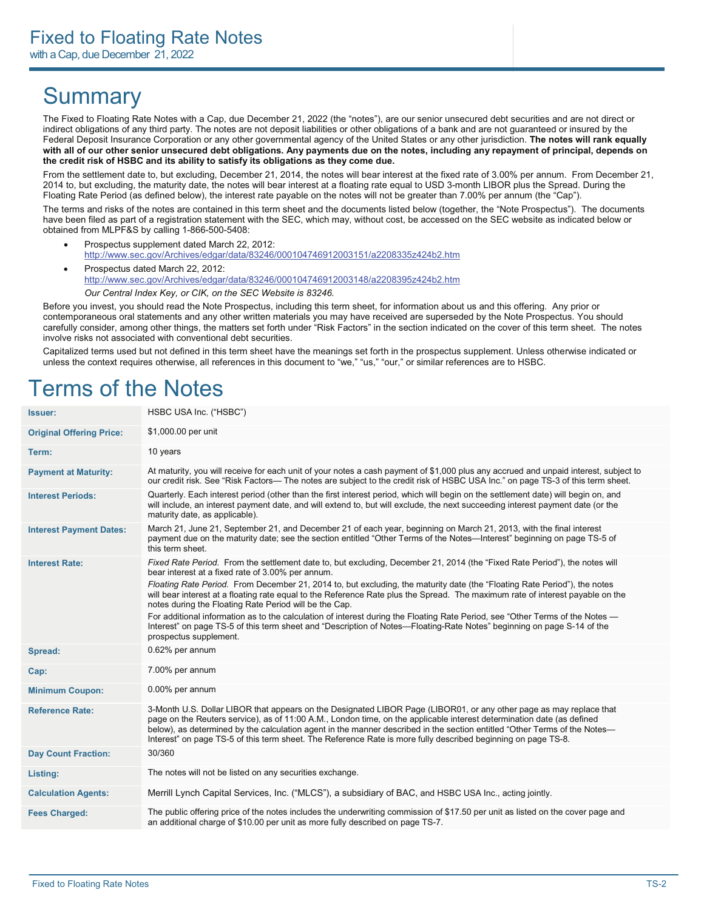# Fixed to Floating Rate Notes

with a Cap, due December 21, 2022

# Summary

The Fixed to Floating Rate Notes with a Cap, due December 21, 2022 (the "notes"), are our senior unsecured debt securities and are not direct or indirect obligations of any third party. The notes are not deposit liabilities or other obligations of a bank and are not guaranteed or insured by the Federal Deposit Insurance Corporation or any other governmental agency of the United States or any other jurisdiction. **The notes will rank equally with all of our other senior unsecured debt obligations. Any payments due on the notes, including any repayment of principal, depends on the credit risk of HSBC and its ability to satisfy its obligations as they come due.**

From the settlement date to, but excluding, December 21, 2014, the notes will bear interest at the fixed rate of 3.00% per annum. From December 21, 2014 to, but excluding, the maturity date, the notes will bear interest at a floating rate equal to USD 3-month LIBOR plus the Spread. During the Floating Rate Period (as defined below), the interest rate payable on the notes will not be greater than 7.00% per annum (the "Cap").

The terms and risks of the notes are contained in this term sheet and the documents listed below (together, the "Note Prospectus"). The documents have been filed as part of a registration statement with the SEC, which may, without cost, be accessed on the SEC website as indicated below or obtained from MLPF&S by calling 1-866-500-5408:

- Prospectus supplement dated March 22, 2012: http://www.sec.gov/Archives/edgar/data/83246/000104746912003151/a2208335z424b2.htm
- Prospectus dated March 22, 2012: http://www.sec.gov/Archives/edgar/data/83246/000104746912003148/a2208395z424b2.htm

  *Our Central Index Key, or CIK, on the SEC Website is 83246.*

Before you invest, you should read the Note Prospectus, including this term sheet, for information about us and this offering. Any prior or contemporaneous oral statements and any other written materials you may have received are superseded by the Note Prospectus. You should carefully consider, among other things, the matters set forth under "Risk Factors" in the section indicated on the cover of this term sheet. The notes involve risks not associated with conventional debt securities.

Capitalized terms used but not defined in this term sheet have the meanings set forth in the prospectus supplement. Unless otherwise indicated or unless the context requires otherwise, all references in this document to "we," "us," "our," or similar references are to HSBC.

# Terms of the Notes

| | |
|---|---|
| **Issuer:** | HSBC USA Inc. ("HSBC") |
| **Original Offering Price:** | $1,000.00 per unit |
| **Term:** | 10 years |
| **Payment at Maturity:** | At maturity, you will receive for each unit of your notes a cash payment of $1,000 plus any accrued and unpaid interest, subject to our credit risk. See "Risk Factors— The notes are subject to the credit risk of HSBC USA Inc." on page TS-3 of this term sheet. |
| **Interest Periods:** | Quarterly. Each interest period (other than the first interest period, which will begin on the settlement date) will begin on, and will include, an interest payment date, and will extend to, but will exclude, the next succeeding interest payment date (or the maturity date, as applicable). |
| **Interest Payment Dates:** | March 21, June 21, September 21, and December 21 of each year, beginning on March 21, 2013, with the final interest payment due on the maturity date; see the section entitled "Other Terms of the Notes—Interest" beginning on page TS-5 of this term sheet. |
| **Interest Rate:** | *Fixed Rate Period.* From the settlement date to, but excluding, December 21, 2014 (the "Fixed Rate Period"), the notes will bear interest at a fixed rate of 3.00% per annum.<br>*Floating Rate Period.* From December 21, 2014 to, but excluding, the maturity date (the "Floating Rate Period"), the notes will bear interest at a floating rate equal to the Reference Rate plus the Spread. The maximum rate of interest payable on the notes during the Floating Rate Period will be the Cap.<br>For additional information as to the calculation of interest during the Floating Rate Period, see "Other Terms of the Notes — Interest" on page TS-5 of this term sheet and "Description of Notes—Floating-Rate Notes" beginning on page S-14 of the prospectus supplement. |
| **Spread:** | 0.62% per annum |
| **Cap:** | 7.00% per annum |
| **Minimum Coupon:** | 0.00% per annum |
| **Reference Rate:** | 3-Month U.S. Dollar LIBOR that appears on the Designated LIBOR Page (LIBOR01, or any other page as may replace that page on the Reuters service), as of 11:00 A.M., London time, on the applicable interest determination date (as defined below), as determined by the calculation agent in the manner described in the section entitled "Other Terms of the Notes—Interest" on page TS-5 of this term sheet. The Reference Rate is more fully described beginning on page TS-8. |
| **Day Count Fraction:** | 30/360 |
| **Listing:** | The notes will not be listed on any securities exchange. |
| **Calculation Agents:** | Merrill Lynch Capital Services, Inc. ("MLCS"), a subsidiary of BAC, and HSBC USA Inc., acting jointly. |
| **Fees Charged:** | The public offering price of the notes includes the underwriting commission of $17.50 per unit as listed on the cover page and an additional charge of $10.00 per unit as more fully described on page TS-7. |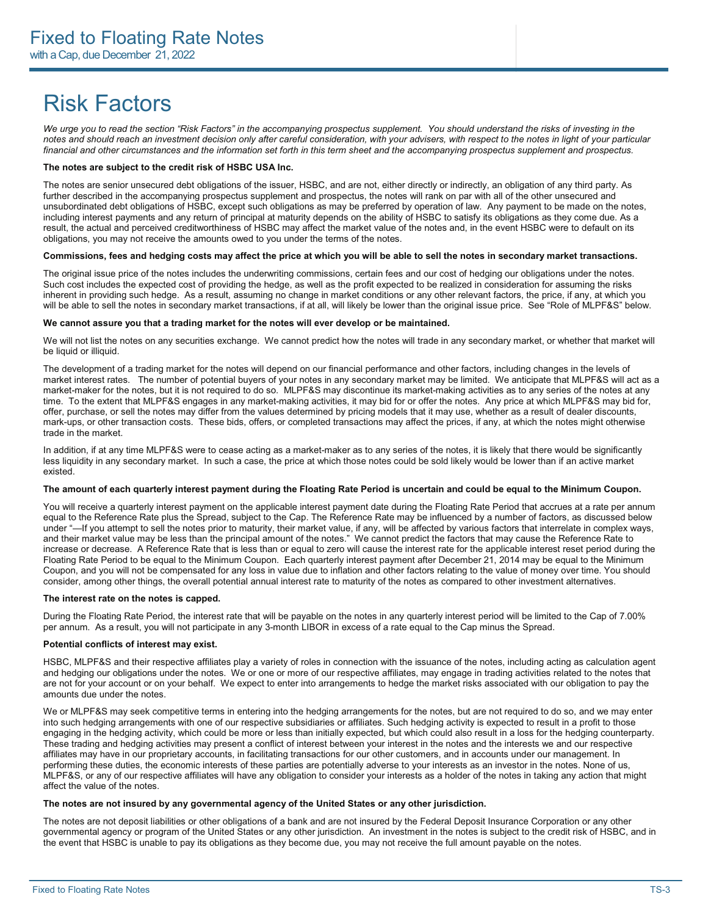# Risk Factors

*We urge you to read the section "Risk Factors" in the accompanying prospectus supplement. You should understand the risks of investing in the notes and should reach an investment decision only after careful consideration, with your advisers, with respect to the notes in light of your particular financial and other circumstances and the information set forth in this term sheet and the accompanying prospectus supplement and prospectus.*

**The notes are subject to the credit risk of HSBC USA Inc.**

The notes are senior unsecured debt obligations of the issuer, HSBC, and are not, either directly or indirectly, an obligation of any third party. As further described in the accompanying prospectus supplement and prospectus, the notes will rank on par with all of the other unsecured and unsubordinated debt obligations of HSBC, except such obligations as may be preferred by operation of law. Any payment to be made on the notes, including interest payments and any return of principal at maturity depends on the ability of HSBC to satisfy its obligations as they come due. As a result, the actual and perceived creditworthiness of HSBC may affect the market value of the notes and, in the event HSBC were to default on its obligations, you may not receive the amounts owed to you under the terms of the notes.

**Commissions, fees and hedging costs may affect the price at which you will be able to sell the notes in secondary market transactions.**

The original issue price of the notes includes the underwriting commissions, certain fees and our cost of hedging our obligations under the notes. Such cost includes the expected cost of providing the hedge, as well as the profit expected to be realized in consideration for assuming the risks inherent in providing such hedge. As a result, assuming no change in market conditions or any other relevant factors, the price, if any, at which you will be able to sell the notes in secondary market transactions, if at all, will likely be lower than the original issue price. See "Role of MLPF&S" below.

**We cannot assure you that a trading market for the notes will ever develop or be maintained.**

We will not list the notes on any securities exchange. We cannot predict how the notes will trade in any secondary market, or whether that market will be liquid or illiquid.

The development of a trading market for the notes will depend on our financial performance and other factors, including changes in the levels of market interest rates. The number of potential buyers of your notes in any secondary market may be limited. We anticipate that MLPF&S will act as a market-maker for the notes, but it is not required to do so. MLPF&S may discontinue its market-making activities as to any series of the notes at any time. To the extent that MLPF&S engages in any market-making activities, it may bid for or offer the notes. Any price at which MLPF&S may bid for, offer, purchase, or sell the notes may differ from the values determined by pricing models that it may use, whether as a result of dealer discounts, mark-ups, or other transaction costs. These bids, offers, or completed transactions may affect the prices, if any, at which the notes might otherwise trade in the market.

In addition, if at any time MLPF&S were to cease acting as a market-maker as to any series of the notes, it is likely that there would be significantly less liquidity in any secondary market. In such a case, the price at which those notes could be sold likely would be lower than if an active market existed.

**The amount of each quarterly interest payment during the Floating Rate Period is uncertain and could be equal to the Minimum Coupon.**

You will receive a quarterly interest payment on the applicable interest payment date during the Floating Rate Period that accrues at a rate per annum equal to the Reference Rate plus the Spread, subject to the Cap. The Reference Rate may be influenced by a number of factors, as discussed below under "—If you attempt to sell the notes prior to maturity, their market value, if any, will be affected by various factors that interrelate in complex ways, and their market value may be less than the principal amount of the notes." We cannot predict the factors that may cause the Reference Rate to increase or decrease. A Reference Rate that is less than or equal to zero will cause the interest rate for the applicable interest reset period during the Floating Rate Period to be equal to the Minimum Coupon. Each quarterly interest payment after December 21, 2014 may be equal to the Minimum Coupon, and you will not be compensated for any loss in value due to inflation and other factors relating to the value of money over time. You should consider, among other things, the overall potential annual interest rate to maturity of the notes as compared to other investment alternatives.

**The interest rate on the notes is capped.**

During the Floating Rate Period, the interest rate that will be payable on the notes in any quarterly interest period will be limited to the Cap of 7.00% per annum. As a result, you will not participate in any 3-month LIBOR in excess of a rate equal to the Cap minus the Spread.

**Potential conflicts of interest may exist.**

HSBC, MLPF&S and their respective affiliates play a variety of roles in connection with the issuance of the notes, including acting as calculation agent and hedging our obligations under the notes. We or one or more of our respective affiliates, may engage in trading activities related to the notes that are not for your account or on your behalf. We expect to enter into arrangements to hedge the market risks associated with our obligation to pay the amounts due under the notes.

We or MLPF&S may seek competitive terms in entering into the hedging arrangements for the notes, but are not required to do so, and we may enter into such hedging arrangements with one of our respective subsidiaries or affiliates. Such hedging activity is expected to result in a profit to those engaging in the hedging activity, which could be more or less than initially expected, but which could also result in a loss for the hedging counterparty. These trading and hedging activities may present a conflict of interest between your interest in the notes and the interests we and our respective affiliates may have in our proprietary accounts, in facilitating transactions for our other customers, and in accounts under our management. In performing these duties, the economic interests of these parties are potentially adverse to your interests as an investor in the notes. None of us, MLPF&S, or any of our respective affiliates will have any obligation to consider your interests as a holder of the notes in taking any action that might affect the value of the notes.

**The notes are not insured by any governmental agency of the United States or any other jurisdiction.**

The notes are not deposit liabilities or other obligations of a bank and are not insured by the Federal Deposit Insurance Corporation or any other governmental agency or program of the United States or any other jurisdiction. An investment in the notes is subject to the credit risk of HSBC, and in the event that HSBC is unable to pay its obligations as they become due, you may not receive the full amount payable on the notes.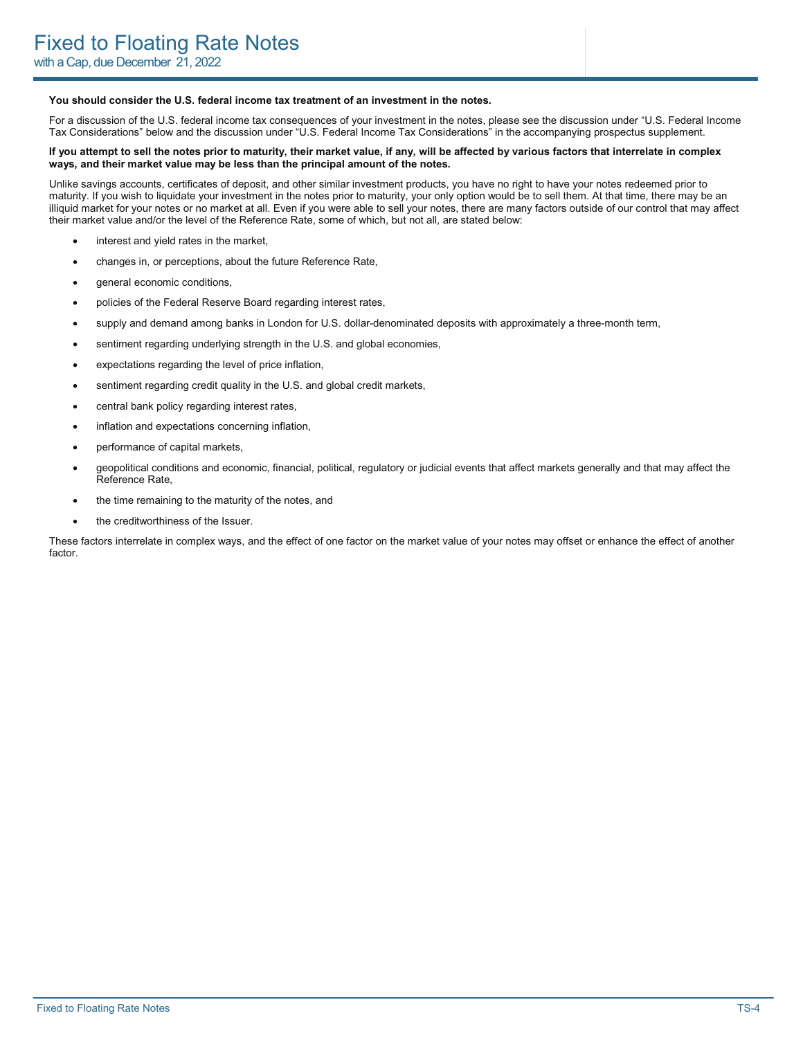**You should consider the U.S. federal income tax treatment of an investment in the notes.**

For a discussion of the U.S. federal income tax consequences of your investment in the notes, please see the discussion under "U.S. Federal Income Tax Considerations" below and the discussion under "U.S. Federal Income Tax Considerations" in the accompanying prospectus supplement.

**If you attempt to sell the notes prior to maturity, their market value, if any, will be affected by various factors that interrelate in complex ways, and their market value may be less than the principal amount of the notes.**

Unlike savings accounts, certificates of deposit, and other similar investment products, you have no right to have your notes redeemed prior to maturity. If you wish to liquidate your investment in the notes prior to maturity, your only option would be to sell them. At that time, there may be an illiquid market for your notes or no market at all. Even if you were able to sell your notes, there are many factors outside of our control that may affect their market value and/or the level of the Reference Rate, some of which, but not all, are stated below:

- interest and yield rates in the market,
- changes in, or perceptions, about the future Reference Rate,
- general economic conditions,
- policies of the Federal Reserve Board regarding interest rates,
- supply and demand among banks in London for U.S. dollar-denominated deposits with approximately a three-month term,
- sentiment regarding underlying strength in the U.S. and global economies,
- expectations regarding the level of price inflation,
- sentiment regarding credit quality in the U.S. and global credit markets,
- central bank policy regarding interest rates,
- inflation and expectations concerning inflation,
- performance of capital markets,
- geopolitical conditions and economic, financial, political, regulatory or judicial events that affect markets generally and that may affect the Reference Rate,
- the time remaining to the maturity of the notes, and
- the creditworthiness of the Issuer.

These factors interrelate in complex ways, and the effect of one factor on the market value of your notes may offset or enhance the effect of another factor.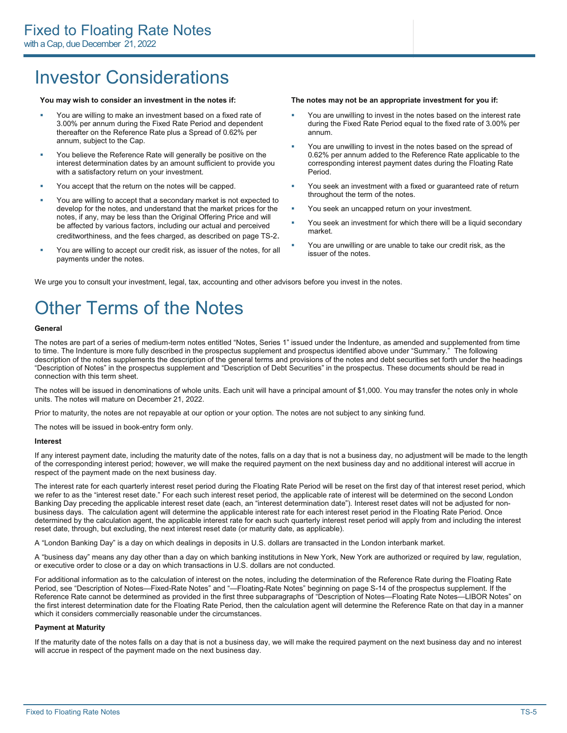# Investor Considerations

**You may wish to consider an investment in the notes if:**

- You are willing to make an investment based on a fixed rate of 3.00% per annum during the Fixed Rate Period and dependent thereafter on the Reference Rate plus a Spread of 0.62% per annum, subject to the Cap.
- You believe the Reference Rate will generally be positive on the interest determination dates by an amount sufficient to provide you with a satisfactory return on your investment.
- You accept that the return on the notes will be capped.
- You are willing to accept that a secondary market is not expected to develop for the notes, and understand that the market prices for the notes, if any, may be less than the Original Offering Price and will be affected by various factors, including our actual and perceived creditworthiness, and the fees charged, as described on page TS-2.
- You are willing to accept our credit risk, as issuer of the notes, for all payments under the notes.

**The notes may not be an appropriate investment for you if:**

- You are unwilling to invest in the notes based on the interest rate during the Fixed Rate Period equal to the fixed rate of 3.00% per annum.
- You are unwilling to invest in the notes based on the spread of 0.62% per annum added to the Reference Rate applicable to the corresponding interest payment dates during the Floating Rate Period.
- You seek an investment with a fixed or guaranteed rate of return throughout the term of the notes.
- You seek an uncapped return on your investment.
- You seek an investment for which there will be a liquid secondary market.
- You are unwilling or are unable to take our credit risk, as the issuer of the notes.

We urge you to consult your investment, legal, tax, accounting and other advisors before you invest in the notes.

# Other Terms of the Notes

**General**

The notes are part of a series of medium-term notes entitled "Notes, Series 1" issued under the Indenture, as amended and supplemented from time to time. The Indenture is more fully described in the prospectus supplement and prospectus identified above under "Summary." The following description of the notes supplements the description of the general terms and provisions of the notes and debt securities set forth under the headings "Description of Notes" in the prospectus supplement and "Description of Debt Securities" in the prospectus. These documents should be read in connection with this term sheet.

The notes will be issued in denominations of whole units. Each unit will have a principal amount of $1,000. You may transfer the notes only in whole units. The notes will mature on December 21, 2022.

Prior to maturity, the notes are not repayable at our option or your option. The notes are not subject to any sinking fund.

The notes will be issued in book-entry form only.

**Interest**

If any interest payment date, including the maturity date of the notes, falls on a day that is not a business day, no adjustment will be made to the length of the corresponding interest period; however, we will make the required payment on the next business day and no additional interest will accrue in respect of the payment made on the next business day.

The interest rate for each quarterly interest reset period during the Floating Rate Period will be reset on the first day of that interest reset period, which we refer to as the "interest reset date." For each such interest reset period, the applicable rate of interest will be determined on the second London Banking Day preceding the applicable interest reset date (each, an "interest determination date"). Interest reset dates will not be adjusted for non-business days. The calculation agent will determine the applicable interest rate for each interest reset period in the Floating Rate Period. Once determined by the calculation agent, the applicable interest rate for each such quarterly interest reset period will apply from and including the interest reset date, through, but excluding, the next interest reset date (or maturity date, as applicable).

A "London Banking Day" is a day on which dealings in deposits in U.S. dollars are transacted in the London interbank market.

A "business day" means any day other than a day on which banking institutions in New York, New York are authorized or required by law, regulation, or executive order to close or a day on which transactions in U.S. dollars are not conducted.

For additional information as to the calculation of interest on the notes, including the determination of the Reference Rate during the Floating Rate Period, see "Description of Notes—Fixed-Rate Notes" and "—Floating-Rate Notes" beginning on page S-14 of the prospectus supplement. If the Reference Rate cannot be determined as provided in the first three subparagraphs of "Description of Notes—Floating Rate Notes—LIBOR Notes" on the first interest determination date for the Floating Rate Period, then the calculation agent will determine the Reference Rate on that day in a manner which it considers commercially reasonable under the circumstances.

**Payment at Maturity**

If the maturity date of the notes falls on a day that is not a business day, we will make the required payment on the next business day and no interest will accrue in respect of the payment made on the next business day.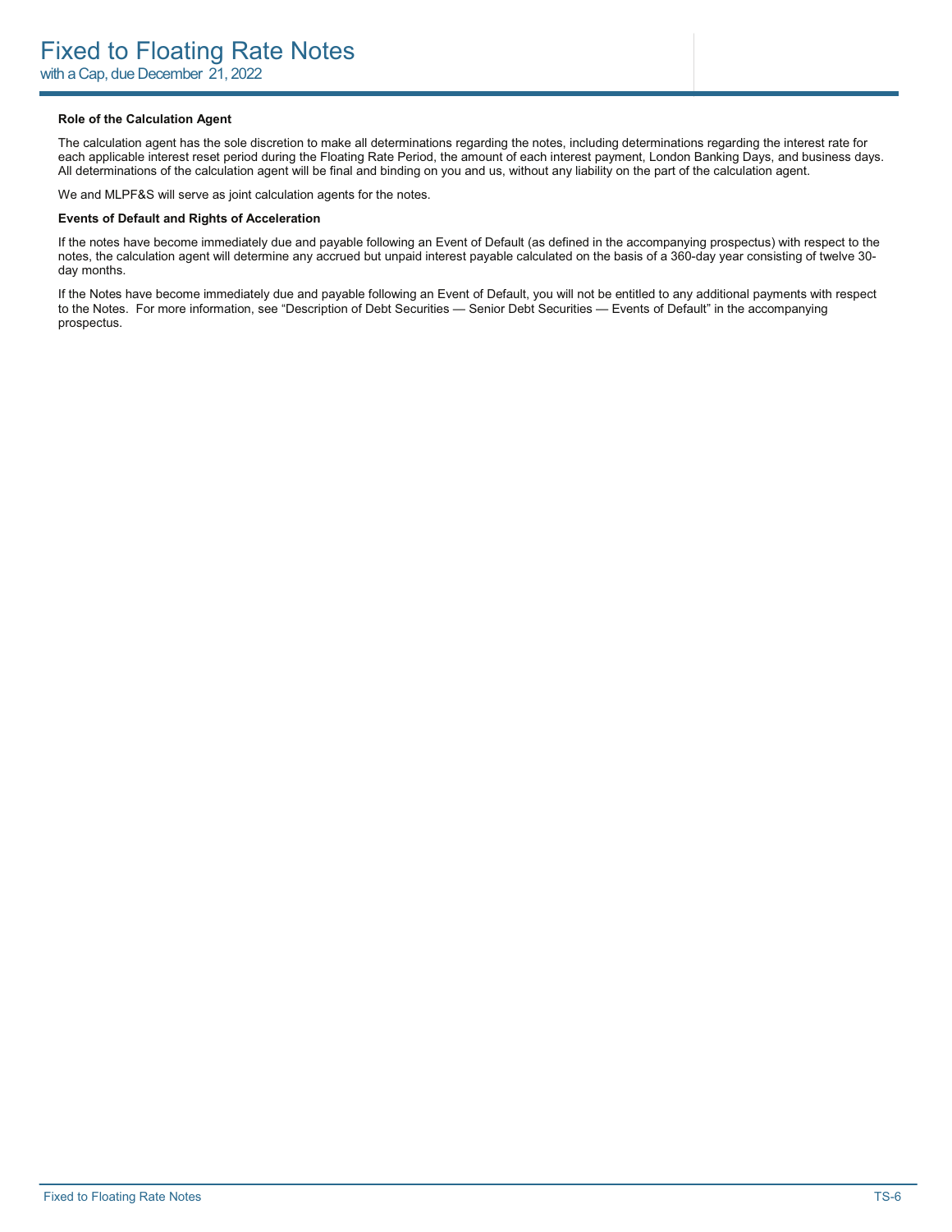**Role of the Calculation Agent**

The calculation agent has the sole discretion to make all determinations regarding the notes, including determinations regarding the interest rate for each applicable interest reset period during the Floating Rate Period, the amount of each interest payment, London Banking Days, and business days. All determinations of the calculation agent will be final and binding on you and us, without any liability on the part of the calculation agent.

We and MLPF&S will serve as joint calculation agents for the notes.

**Events of Default and Rights of Acceleration**

If the notes have become immediately due and payable following an Event of Default (as defined in the accompanying prospectus) with respect to the notes, the calculation agent will determine any accrued but unpaid interest payable calculated on the basis of a 360-day year consisting of twelve 30-day months.

If the Notes have become immediately due and payable following an Event of Default, you will not be entitled to any additional payments with respect to the Notes. For more information, see "Description of Debt Securities — Senior Debt Securities — Events of Default" in the accompanying prospectus.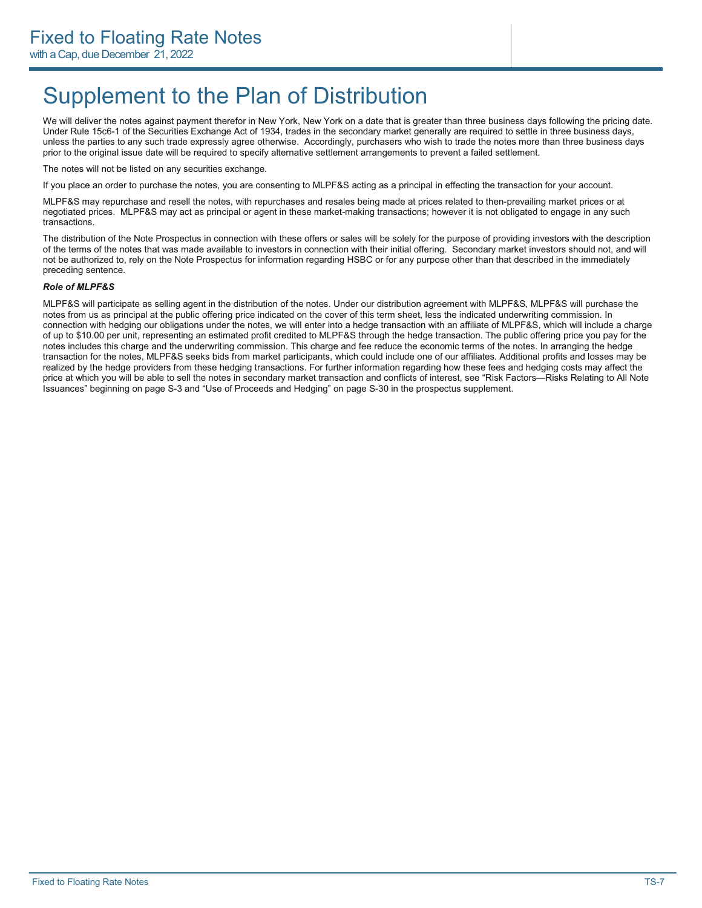# Supplement to the Plan of Distribution

We will deliver the notes against payment therefor in New York, New York on a date that is greater than three business days following the pricing date. Under Rule 15c6-1 of the Securities Exchange Act of 1934, trades in the secondary market generally are required to settle in three business days, unless the parties to any such trade expressly agree otherwise. Accordingly, purchasers who wish to trade the notes more than three business days prior to the original issue date will be required to specify alternative settlement arrangements to prevent a failed settlement.

The notes will not be listed on any securities exchange.

If you place an order to purchase the notes, you are consenting to MLPF&S acting as a principal in effecting the transaction for your account.

MLPF&S may repurchase and resell the notes, with repurchases and resales being made at prices related to then-prevailing market prices or at negotiated prices. MLPF&S may act as principal or agent in these market-making transactions; however it is not obligated to engage in any such transactions.

The distribution of the Note Prospectus in connection with these offers or sales will be solely for the purpose of providing investors with the description of the terms of the notes that was made available to investors in connection with their initial offering. Secondary market investors should not, and will not be authorized to, rely on the Note Prospectus for information regarding HSBC or for any purpose other than that described in the immediately preceding sentence.

***Role of MLPF&S***

MLPF&S will participate as selling agent in the distribution of the notes. Under our distribution agreement with MLPF&S, MLPF&S will purchase the notes from us as principal at the public offering price indicated on the cover of this term sheet, less the indicated underwriting commission. In connection with hedging our obligations under the notes, we will enter into a hedge transaction with an affiliate of MLPF&S, which will include a charge of up to $10.00 per unit, representing an estimated profit credited to MLPF&S through the hedge transaction. The public offering price you pay for the notes includes this charge and the underwriting commission. This charge and fee reduce the economic terms of the notes. In arranging the hedge transaction for the notes, MLPF&S seeks bids from market participants, which could include one of our affiliates. Additional profits and losses may be realized by the hedge providers from these hedging transactions. For further information regarding how these fees and hedging costs may affect the price at which you will be able to sell the notes in secondary market transaction and conflicts of interest, see "Risk Factors—Risks Relating to All Note Issuances" beginning on page S-3 and "Use of Proceeds and Hedging" on page S-30 in the prospectus supplement.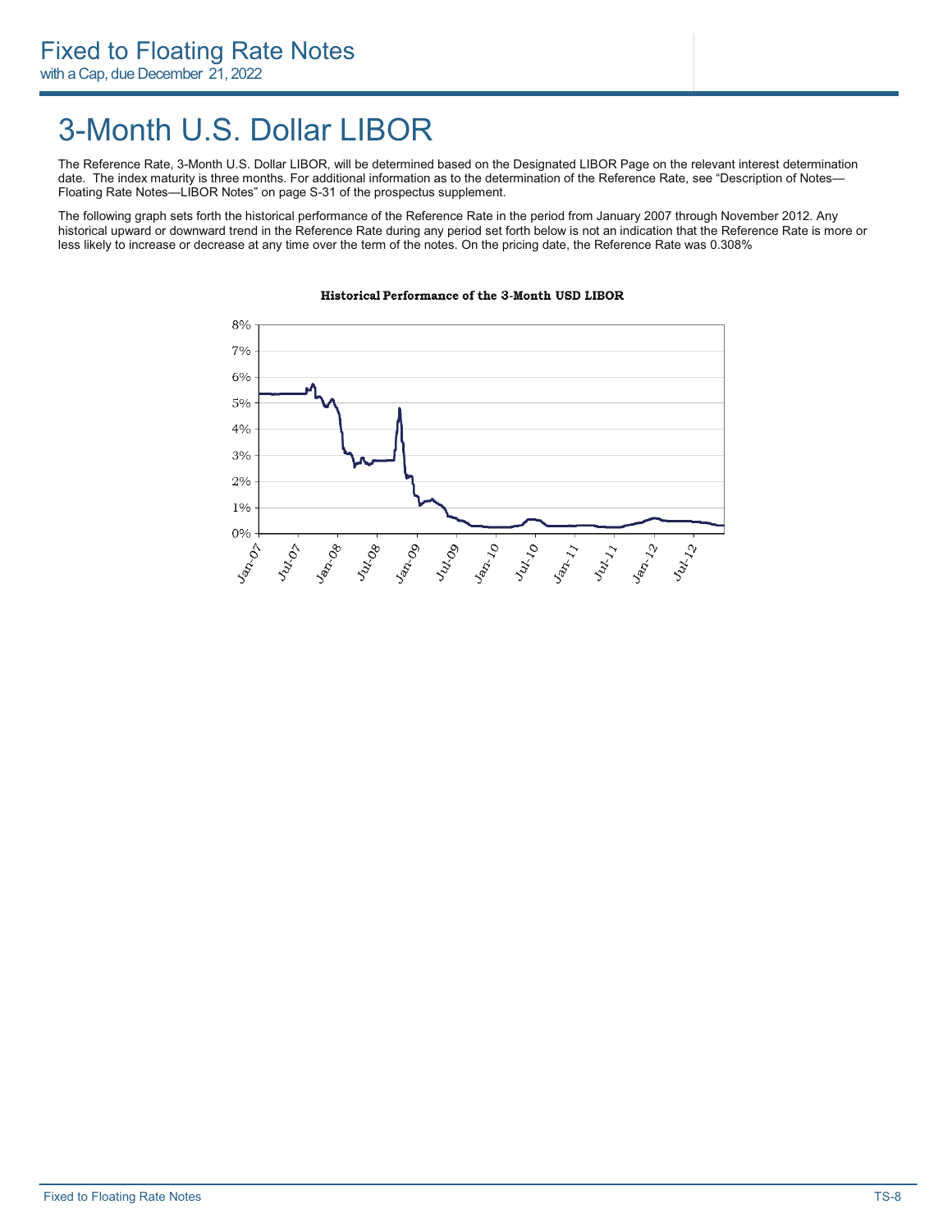# 3-Month U.S. Dollar LIBOR

The Reference Rate, 3-Month U.S. Dollar LIBOR, will be determined based on the Designated LIBOR Page on the relevant interest determination date. The index maturity is three months. For additional information as to the determination of the Reference Rate, see "Description of Notes—Floating Rate Notes—LIBOR Notes" on page S-31 of the prospectus supplement.

The following graph sets forth the historical performance of the Reference Rate in the period from January 2007 through November 2012. Any historical upward or downward trend in the Reference Rate during any period set forth below is not an indication that the Reference Rate is more or less likely to increase or decrease at any time over the term of the notes. On the pricing date, the Reference Rate was 0.308%

**Historical Performance of the 3-Month USD LIBOR**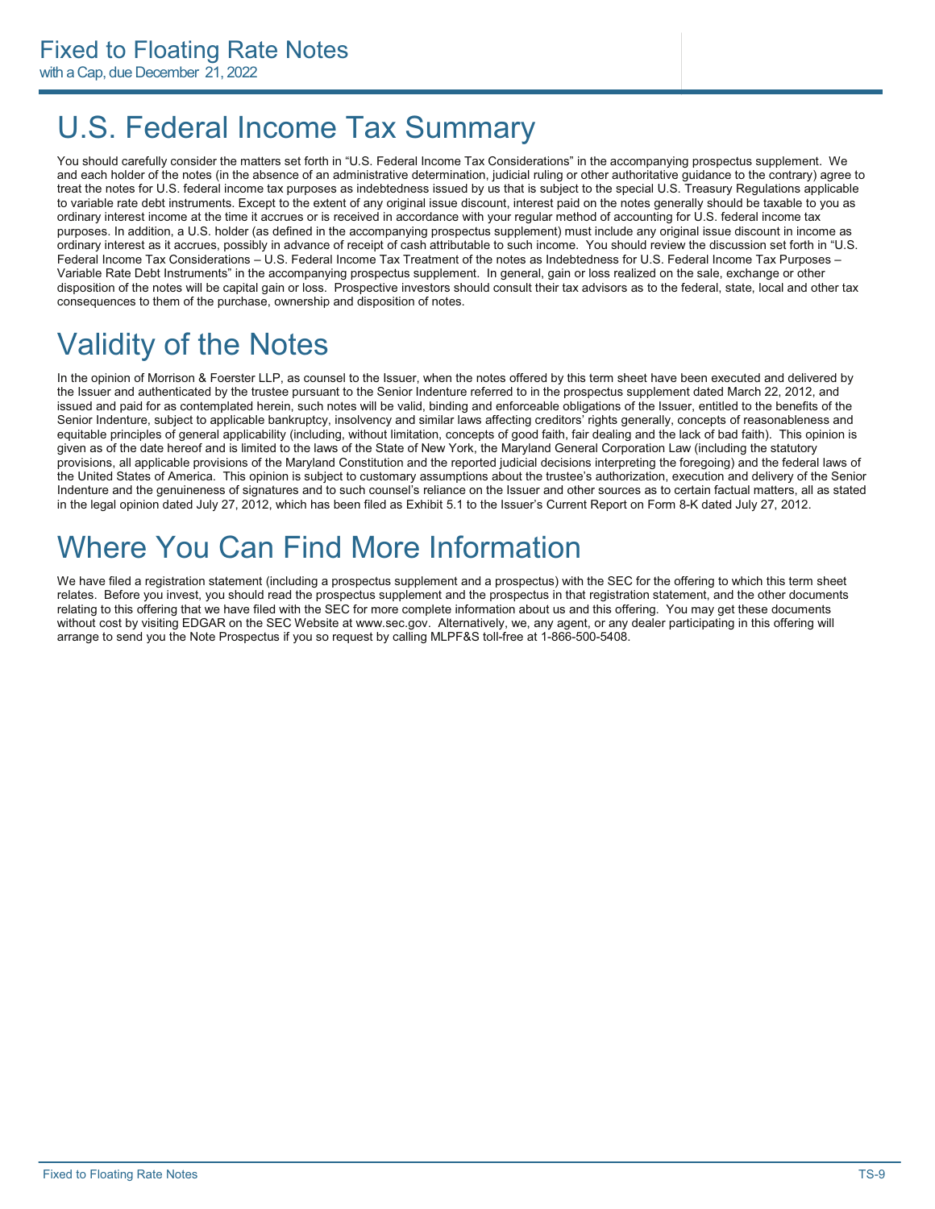# U.S. Federal Income Tax Summary

You should carefully consider the matters set forth in "U.S. Federal Income Tax Considerations" in the accompanying prospectus supplement. We and each holder of the notes (in the absence of an administrative determination, judicial ruling or other authoritative guidance to the contrary) agree to treat the notes for U.S. federal income tax purposes as indebtedness issued by us that is subject to the special U.S. Treasury Regulations applicable to variable rate debt instruments. Except to the extent of any original issue discount, interest paid on the notes generally should be taxable to you as ordinary interest income at the time it accrues or is received in accordance with your regular method of accounting for U.S. federal income tax purposes. In addition, a U.S. holder (as defined in the accompanying prospectus supplement) must include any original issue discount in income as ordinary interest as it accrues, possibly in advance of receipt of cash attributable to such income. You should review the discussion set forth in "U.S. Federal Income Tax Considerations – U.S. Federal Income Tax Treatment of the notes as Indebtedness for U.S. Federal Income Tax Purposes – Variable Rate Debt Instruments" in the accompanying prospectus supplement. In general, gain or loss realized on the sale, exchange or other disposition of the notes will be capital gain or loss. Prospective investors should consult their tax advisors as to the federal, state, local and other tax consequences to them of the purchase, ownership and disposition of notes.

# Validity of the Notes

In the opinion of Morrison & Foerster LLP, as counsel to the Issuer, when the notes offered by this term sheet have been executed and delivered by the Issuer and authenticated by the trustee pursuant to the Senior Indenture referred to in the prospectus supplement dated March 22, 2012, and issued and paid for as contemplated herein, such notes will be valid, binding and enforceable obligations of the Issuer, entitled to the benefits of the Senior Indenture, subject to applicable bankruptcy, insolvency and similar laws affecting creditors' rights generally, concepts of reasonableness and equitable principles of general applicability (including, without limitation, concepts of good faith, fair dealing and the lack of bad faith). This opinion is given as of the date hereof and is limited to the laws of the State of New York, the Maryland General Corporation Law (including the statutory provisions, all applicable provisions of the Maryland Constitution and the reported judicial decisions interpreting the foregoing) and the federal laws of the United States of America. This opinion is subject to customary assumptions about the trustee's authorization, execution and delivery of the Senior Indenture and the genuineness of signatures and to such counsel's reliance on the Issuer and other sources as to certain factual matters, all as stated in the legal opinion dated July 27, 2012, which has been filed as Exhibit 5.1 to the Issuer's Current Report on Form 8-K dated July 27, 2012.

# Where You Can Find More Information

We have filed a registration statement (including a prospectus supplement and a prospectus) with the SEC for the offering to which this term sheet relates. Before you invest, you should read the prospectus supplement and the prospectus in that registration statement, and the other documents relating to this offering that we have filed with the SEC for more complete information about us and this offering. You may get these documents without cost by visiting EDGAR on the SEC Website at www.sec.gov. Alternatively, we, any agent, or any dealer participating in this offering will arrange to send you the Note Prospectus if you so request by calling MLPF&S toll-free at 1-866-500-5408.